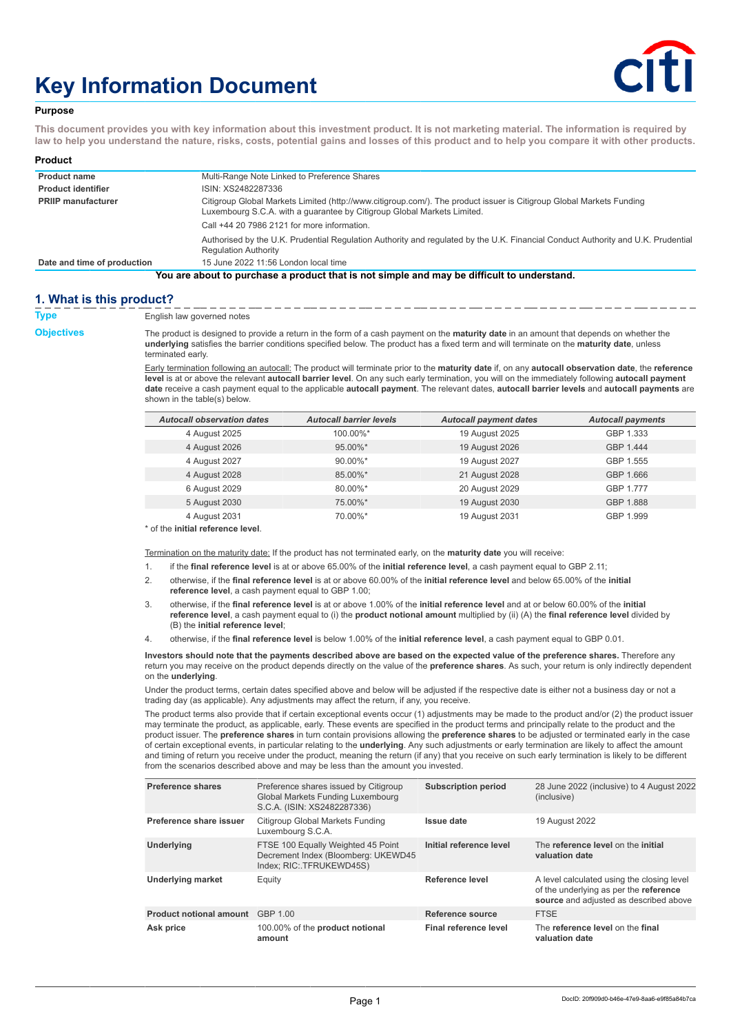# Key Information Document

## Purpose

**This document provides you with key information about this investment product. It is not marketing material. The information is required by law to help you understand the nature, risks, costs, potential gains and losses of this product and to help you compare it with other products.**

## Product

| | |
|---|---|
| **Product name** | Multi-Range Note Linked to Preference Shares |
| **Product identifier** | ISIN: XS2482287336 |
| **PRIIP manufacturer** | Citigroup Global Markets Limited (http://www.citigroup.com/). The product issuer is Citigroup Global Markets Funding Luxembourg S.C.A. with a guarantee by Citigroup Global Markets Limited.<br>Call +44 20 7986 2121 for more information.<br>Authorised by the U.K. Prudential Regulation Authority and regulated by the U.K. Financial Conduct Authority and U.K. Prudential Regulation Authority |
| **Date and time of production** | 15 June 2022 11:56 London local time |

**You are about to purchase a product that is not simple and may be difficult to understand.**

## 1. What is this product?

**Type**

English law governed notes

**Objectives**

The product is designed to provide a return in the form of a cash payment on the **maturity date** in an amount that depends on whether the **underlying** satisfies the barrier conditions specified below. The product has a fixed term and will terminate on the **maturity date**, unless terminated early.

Early termination following an autocall: The product will terminate prior to the **maturity date** if, on any **autocall observation date**, the **reference level** is at or above the relevant **autocall barrier level**. On any such early termination, you will on the immediately following **autocall payment date** receive a cash payment equal to the applicable **autocall payment**. The relevant dates, **autocall barrier levels** and **autocall payments** are shown in the table(s) below.

| *Autocall observation dates* | *Autocall barrier levels* | *Autocall payment dates* | *Autocall payments* |
|---|---|---|---|
| 4 August 2025 | 100.00%* | 19 August 2025 | GBP 1.333 |
| 4 August 2026 | 95.00%* | 19 August 2026 | GBP 1.444 |
| 4 August 2027 | 90.00%* | 19 August 2027 | GBP 1.555 |
| 4 August 2028 | 85.00%* | 21 August 2028 | GBP 1.666 |
| 6 August 2029 | 80.00%* | 20 August 2029 | GBP 1.777 |
| 5 August 2030 | 75.00%* | 19 August 2030 | GBP 1.888 |
| 4 August 2031 | 70.00%* | 19 August 2031 | GBP 1.999 |

* of the **initial reference level**.

Termination on the maturity date: If the product has not terminated early, on the **maturity date** you will receive:

1. if the **final reference level** is at or above 65.00% of the **initial reference level**, a cash payment equal to GBP 2.11;
2. otherwise, if the **final reference level** is at or above 60.00% of the **initial reference level** and below 65.00% of the **initial reference level**, a cash payment equal to GBP 1.00;
3. otherwise, if the **final reference level** is at or above 1.00% of the **initial reference level** and at or below 60.00% of the **initial reference level**, a cash payment equal to (i) the **product notional amount** multiplied by (ii) (A) the **final reference level** divided by (B) the **initial reference level**;
4. otherwise, if the **final reference level** is below 1.00% of the **initial reference level**, a cash payment equal to GBP 0.01.

**Investors should note that the payments described above are based on the expected value of the preference shares.** Therefore any return you may receive on the product depends directly on the value of the **preference shares**. As such, your return is only indirectly dependent on the **underlying**.

Under the product terms, certain dates specified above and below will be adjusted if the respective date is either not a business day or not a trading day (as applicable). Any adjustments may affect the return, if any, you receive.

The product terms also provide that if certain exceptional events occur (1) adjustments may be made to the product and/or (2) the product issuer may terminate the product, as applicable, early. These events are specified in the product terms and principally relate to the product and the product issuer. The **preference shares** in turn contain provisions allowing the **preference shares** to be adjusted or terminated early in the case of certain exceptional events, in particular relating to the **underlying**. Any such adjustments or early termination are likely to affect the amount and timing of return you receive under the product, meaning the return (if any) that you receive on such early termination is likely to be different from the scenarios described above and may be less than the amount you invested.

| | | | |
|---|---|---|---|
| **Preference shares** | Preference shares issued by Citigroup Global Markets Funding Luxembourg S.C.A. (ISIN: XS2482287336) | **Subscription period** | 28 June 2022 (inclusive) to 4 August 2022 (inclusive) |
| **Preference share issuer** | Citigroup Global Markets Funding Luxembourg S.C.A. | **Issue date** | 19 August 2022 |
| **Underlying** | FTSE 100 Equally Weighted 45 Point Decrement Index (Bloomberg: UKEWD45 Index; RIC:.TFRUKEWD45S) | **Initial reference level** | The **reference level** on the **initial valuation date** |
| **Underlying market** | Equity | **Reference level** | A level calculated using the closing level of the underlying as per the **reference source** and adjusted as described above |
| **Product notional amount** | GBP 1.00 | **Reference source** | FTSE |
| **Ask price** | 100.00% of the **product notional amount** | **Final reference level** | The **reference level** on the **final valuation date** |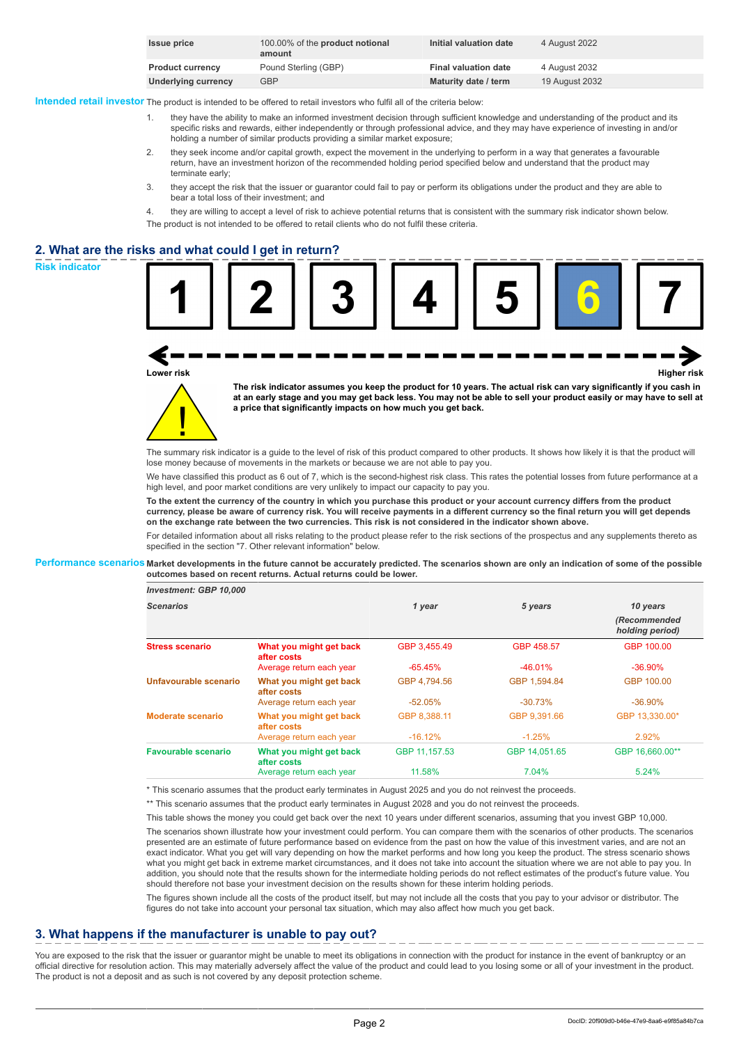| Issue price | 100.00% of the **product notional amount** | Initial valuation date | 4 August 2022 |
|---|---|---|---|
| Product currency | Pound Sterling (GBP) | Final valuation date | 4 August 2032 |
| Underlying currency | GBP | Maturity date / term | 19 August 2032 |

**Intended retail investor** The product is intended to be offered to retail investors who fulfil all of the criteria below:

1. they have the ability to make an informed investment decision through sufficient knowledge and understanding of the product and its specific risks and rewards, either independently or through professional advice, and they may have experience of investing in and/or holding a number of similar products providing a similar market exposure;
2. they seek income and/or capital growth, expect the movement in the underlying to perform in a way that generates a favourable return, have an investment horizon of the recommended holding period specified below and understand that the product may terminate early;
3. they accept the risk that the issuer or guarantor could fail to pay or perform its obligations under the product and they are able to bear a total loss of their investment; and
4. they are willing to accept a level of risk to achieve potential returns that is consistent with the summary risk indicator shown below.

The product is not intended to be offered to retail clients who do not fulfil these criteria.

## 2. What are the risks and what could I get in return?

**Risk indicator**

1 2 3 4 5 **6** 7

Lower risk — Higher risk

**The risk indicator assumes you keep the product for 10 years. The actual risk can vary significantly if you cash in at an early stage and you may get back less. You may not be able to sell your product easily or may have to sell at a price that significantly impacts on how much you get back.**

The summary risk indicator is a guide to the level of risk of this product compared to other products. It shows how likely it is that the product will lose money because of movements in the markets or because we are not able to pay you.

We have classified this product as 6 out of 7, which is the second-highest risk class. This rates the potential losses from future performance at a high level, and poor market conditions are very unlikely to impact our capacity to pay you.

**To the extent the currency of the country in which you purchase this product or your account currency differs from the product currency, please be aware of currency risk. You will receive payments in a different currency so the final return you will get depends on the exchange rate between the two currencies. This risk is not considered in the indicator shown above.**

For detailed information about all risks relating to the product please refer to the risk sections of the prospectus and any supplements thereto as specified in the section "7. Other relevant information" below.

**Performance scenarios** **Market developments in the future cannot be accurately predicted. The scenarios shown are only an indication of some of the possible outcomes based on recent returns. Actual returns could be lower.**

| *Investment: GBP 10,000* | | | | |
|---|---|---|---|---|
| *Scenarios* | | *1 year* | *5 years* | *10 years (Recommended holding period)* |
| **Stress scenario** | **What you might get back after costs** | GBP 3,455.49 | GBP 458.57 | GBP 100.00 |
| | Average return each year | -65.45% | -46.01% | -36.90% |
| **Unfavourable scenario** | **What you might get back after costs** | GBP 4,794.56 | GBP 1,594.84 | GBP 100.00 |
| | Average return each year | -52.05% | -30.73% | -36.90% |
| **Moderate scenario** | **What you might get back after costs** | GBP 8,388.11 | GBP 9,391.66 | GBP 13,330.00* |
| | Average return each year | -16.12% | -1.25% | 2.92% |
| **Favourable scenario** | **What you might get back after costs** | GBP 11,157.53 | GBP 14,051.65 | GBP 16,660.00** |
| | Average return each year | 11.58% | 7.04% | 5.24% |

\* This scenario assumes that the product early terminates in August 2025 and you do not reinvest the proceeds.

\*\* This scenario assumes that the product early terminates in August 2028 and you do not reinvest the proceeds.

This table shows the money you could get back over the next 10 years under different scenarios, assuming that you invest GBP 10,000.

The scenarios shown illustrate how your investment could perform. You can compare them with the scenarios of other products. The scenarios presented are an estimate of future performance based on evidence from the past on how the value of this investment varies, and are not an exact indicator. What you get will vary depending on how the market performs and how long you keep the product. The stress scenario shows what you might get back in extreme market circumstances, and it does not take into account the situation where we are not able to pay you. In addition, you should note that the results shown for the intermediate holding periods do not reflect estimates of the product's future value. You should therefore not base your investment decision on the results shown for these interim holding periods.

The figures shown include all the costs of the product itself, but may not include all the costs that you pay to your advisor or distributor. The figures do not take into account your personal tax situation, which may also affect how much you get back.

## 3. What happens if the manufacturer is unable to pay out?

You are exposed to the risk that the issuer or guarantor might be unable to meet its obligations in connection with the product for instance in the event of bankruptcy or an official directive for resolution action. This may materially adversely affect the value of the product and could lead to you losing some or all of your investment in the product. The product is not a deposit and as such is not covered by any deposit protection scheme.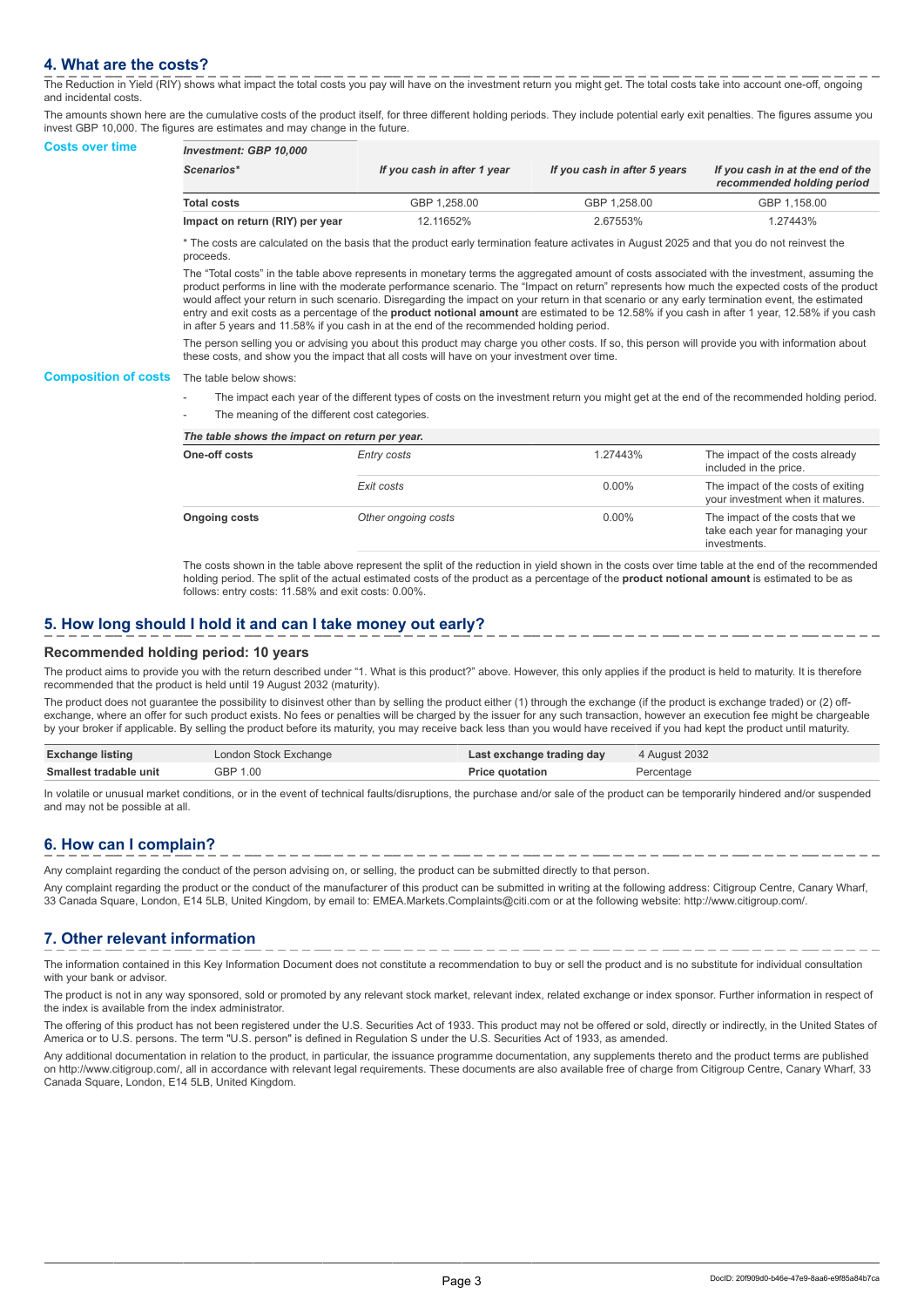## 4. What are the costs?

The Reduction in Yield (RIY) shows what impact the total costs you pay will have on the investment return you might get. The total costs take into account one-off, ongoing and incidental costs.

The amounts shown here are the cumulative costs of the product itself, for three different holding periods. They include potential early exit penalties. The figures assume you invest GBP 10,000. The figures are estimates and may change in the future.

**Costs over time**

| *Investment: GBP 10,000* | | | |
|---|---|---|---|
| ***Scenarios**** | ***If you cash in after 1 year*** | ***If you cash in after 5 years*** | ***If you cash in at the end of the recommended holding period*** |
| **Total costs** | GBP 1,258.00 | GBP 1,258.00 | GBP 1,158.00 |
| **Impact on return (RIY) per year** | 12.11652% | 2.67553% | 1.27443% |

\* The costs are calculated on the basis that the product early termination feature activates in August 2025 and that you do not reinvest the proceeds.

The "Total costs" in the table above represents in monetary terms the aggregated amount of costs associated with the investment, assuming the product performs in line with the moderate performance scenario. The "Impact on return" represents how much the expected costs of the product would affect your return in such scenario. Disregarding the impact on your return in that scenario or any early termination event, the estimated entry and exit costs as a percentage of the **product notional amount** are estimated to be 12.58% if you cash in after 1 year, 12.58% if you cash in after 5 years and 11.58% if you cash in at the end of the recommended holding period.

The person selling you or advising you about this product may charge you other costs. If so, this person will provide you with information about these costs, and show you the impact that all costs will have on your investment over time.

**Composition of costs**

The table below shows:

- The impact each year of the different types of costs on the investment return you might get at the end of the recommended holding period.
- The meaning of the different cost categories.

| *The table shows the impact on return per year.* | | | |
|---|---|---|---|
| **One-off costs** | *Entry costs* | 1.27443% | The impact of the costs already included in the price. |
| | *Exit costs* | 0.00% | The impact of the costs of exiting your investment when it matures. |
| **Ongoing costs** | *Other ongoing costs* | 0.00% | The impact of the costs that we take each year for managing your investments. |

The costs shown in the table above represent the split of the reduction in yield shown in the costs over time table at the end of the recommended holding period. The split of the actual estimated costs of the product as a percentage of the **product notional amount** is estimated to be as follows: entry costs: 11.58% and exit costs: 0.00%.

## 5. How long should I hold it and can I take money out early?

### Recommended holding period: 10 years

The product aims to provide you with the return described under "1. What is this product?" above. However, this only applies if the product is held to maturity. It is therefore recommended that the product is held until 19 August 2032 (maturity).

The product does not guarantee the possibility to disinvest other than by selling the product either (1) through the exchange (if the product is exchange traded) or (2) off-exchange, where an offer for such product exists. No fees or penalties will be charged by the issuer for any such transaction, however an execution fee might be chargeable by your broker if applicable. By selling the product before its maturity, you may receive back less than you would have received if you had kept the product until maturity.

| | | | |
|---|---|---|---|
| **Exchange listing** | London Stock Exchange | **Last exchange trading day** | 4 August 2032 |
| **Smallest tradable unit** | GBP 1.00 | **Price quotation** | Percentage |

In volatile or unusual market conditions, or in the event of technical faults/disruptions, the purchase and/or sale of the product can be temporarily hindered and/or suspended and may not be possible at all.

## 6. How can I complain?

Any complaint regarding the conduct of the person advising on, or selling, the product can be submitted directly to that person.

Any complaint regarding the product or the conduct of the manufacturer of this product can be submitted in writing at the following address: Citigroup Centre, Canary Wharf, 33 Canada Square, London, E14 5LB, United Kingdom, by email to: EMEA.Markets.Complaints@citi.com or at the following website: http://www.citigroup.com/.

## 7. Other relevant information

The information contained in this Key Information Document does not constitute a recommendation to buy or sell the product and is no substitute for individual consultation with your bank or advisor.

The product is not in any way sponsored, sold or promoted by any relevant stock market, relevant index, related exchange or index sponsor. Further information in respect of the index is available from the index administrator.

The offering of this product has not been registered under the U.S. Securities Act of 1933. This product may not be offered or sold, directly or indirectly, in the United States of America or to U.S. persons. The term "U.S. person" is defined in Regulation S under the U.S. Securities Act of 1933, as amended.

Any additional documentation in relation to the product, in particular, the issuance programme documentation, any supplements thereto and the product terms are published on http://www.citigroup.com/, all in accordance with relevant legal requirements. These documents are also available free of charge from Citigroup Centre, Canary Wharf, 33 Canada Square, London, E14 5LB, United Kingdom.